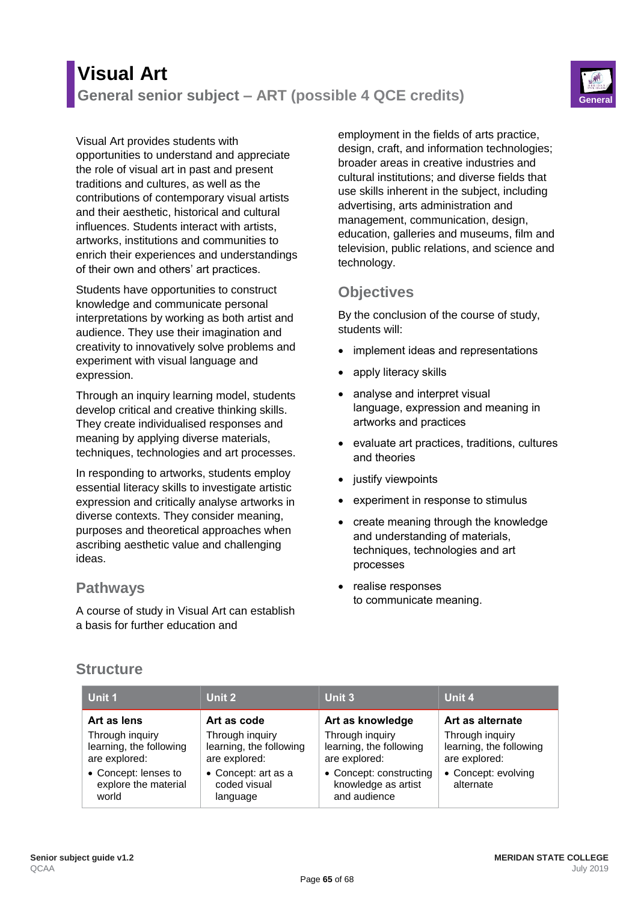# Visual Art

## General senior subject – ART (possible 4 QCE credits)

Visual Art provides students with opportunities to understand and appreciate the role of visual art in past and present traditions and cultures, as well as the contributions of contemporary visual artists and their aesthetic, historical and cultural influences. Students interact with artists, artworks, institutions and communities to enrich their experiences and understandings of their own and others' art practices.

Students have opportunities to construct knowledge and communicate personal interpretations by working as both artist and audience. They use their imagination and creativity to innovatively solve problems and experiment with visual language and expression.

Through an inquiry learning model, students develop critical and creative thinking skills. They create individualised responses and meaning by applying diverse materials, techniques, technologies and art processes.

In responding to artworks, students employ essential literacy skills to investigate artistic expression and critically analyse artworks in diverse contexts. They consider meaning, purposes and theoretical approaches when ascribing aesthetic value and challenging ideas.

### Pathways

A course of study in Visual Art can establish a basis for further education and employment in the fields of arts practice, design, craft, and information technologies; broader areas in creative industries and cultural institutions; and diverse fields that use skills inherent in the subject, including advertising, arts administration and management, communication, design, education, galleries and museums, film and television, public relations, and science and technology.

### Objectives

By the conclusion of the course of study, students will:

- implement ideas and representations
- apply literacy skills
- analyse and interpret visual language, expression and meaning in artworks and practices
- evaluate art practices, traditions, cultures and theories
- justify viewpoints
- experiment in response to stimulus
- create meaning through the knowledge and understanding of materials, techniques, technologies and art processes
- realise responses to communicate meaning.

### Structure

| Unit 1 | Unit 2 | Unit 3 | Unit 4 |
|---|---|---|---|
| **Art as lens**<br>Through inquiry learning, the following are explored:<br>• Concept: lenses to explore the material world | **Art as code**<br>Through inquiry learning, the following are explored:<br>• Concept: art as a coded visual language | **Art as knowledge**<br>Through inquiry learning, the following are explored:<br>• Concept: constructing knowledge as artist and audience | **Art as alternate**<br>Through inquiry learning, the following are explored:<br>• Concept: evolving alternate |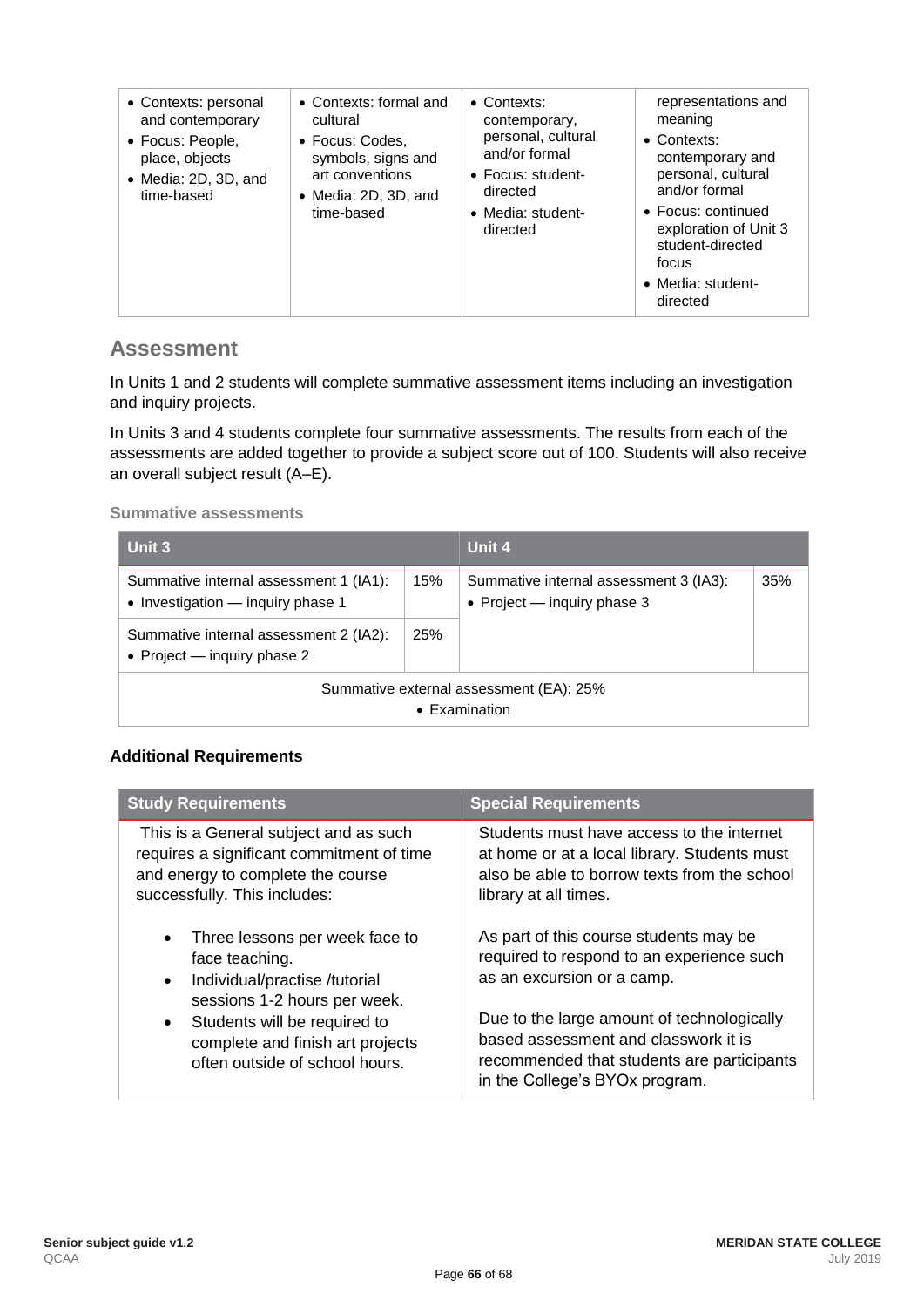| | | | |
|---|---|---|---|
| • Contexts: personal and contemporary<br>• Focus: People, place, objects<br>• Media: 2D, 3D, and time-based | • Contexts: formal and cultural<br>• Focus: Codes, symbols, signs and art conventions<br>• Media: 2D, 3D, and time-based | • Contexts: contemporary, personal, cultural and/or formal<br>• Focus: student-directed<br>• Media: student-directed | representations and meaning<br>• Contexts: contemporary and personal, cultural and/or formal<br>• Focus: continued exploration of Unit 3 student-directed focus<br>• Media: student-directed |

## Assessment

In Units 1 and 2 students will complete summative assessment items including an investigation and inquiry projects.

In Units 3 and 4 students complete four summative assessments. The results from each of the assessments are added together to provide a subject score out of 100. Students will also receive an overall subject result (A–E).

#### Summative assessments

| Unit 3 | | Unit 4 | |
|---|---|---|---|
| Summative internal assessment 1 (IA1):<br>• Investigation — inquiry phase 1 | 15% | Summative internal assessment 3 (IA3):<br>• Project — inquiry phase 3 | 35% |
| Summative internal assessment 2 (IA2):<br>• Project — inquiry phase 2 | 25% | | |
| Summative external assessment (EA): 25%<br>• Examination | | | |

**Additional Requirements**

| Study Requirements | Special Requirements |
|---|---|
| This is a General subject and as such requires a significant commitment of time and energy to complete the course successfully. This includes:<br>• Three lessons per week face to face teaching.<br>• Individual/practise /tutorial sessions 1-2 hours per week.<br>• Students will be required to complete and finish art projects often outside of school hours. | Students must have access to the internet at home or at a local library. Students must also be able to borrow texts from the school library at all times.<br><br>As part of this course students may be required to respond to an experience such as an excursion or a camp.<br><br>Due to the large amount of technologically based assessment and classwork it is recommended that students are participants in the College's BYOx program. |